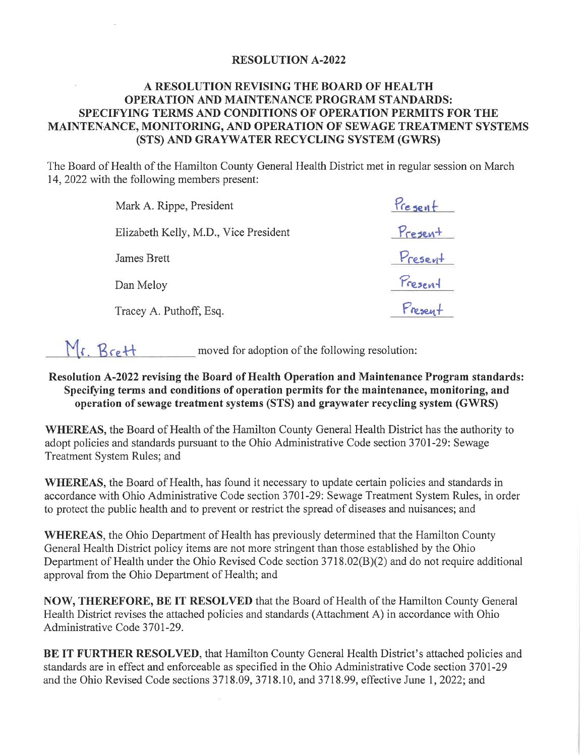# RESOLUTION A-2022

## A RESOLUTION REVISING THE BOARD OF HEALTH OPERATION AND MAINTENANCE PROGRAM STANDARDS: SPECIFYING TERMS AND CONDITIONS OF OPERATION PERMITS FOR THE MAINTENANCE, MONITORING, AND OPERATION OF SEWAGE TREATMENT SYSTEMS (STS) AND GRAYWATER RECYCLING SYSTEM (GWRS)

The Board of Health of the Hamilton County General Health District met in regular session on March 14, 2022 with the following members present:

| | |
|---|---|
| Mark A. Rippe, President | Present |
| Elizabeth Kelly, M.D., Vice President | Present |
| James Brett | Present |
| Dan Meloy | Present |
| Tracey A. Puthoff, Esq. | Present |

Mr. Brett moved for adoption of the following resolution:

**Resolution A-2022 revising the Board of Health Operation and Maintenance Program standards: Specifying terms and conditions of operation permits for the maintenance, monitoring, and operation of sewage treatment systems (STS) and graywater recycling system (GWRS)**

**WHEREAS,** the Board of Health of the Hamilton County General Health District has the authority to adopt policies and standards pursuant to the Ohio Administrative Code section 3701-29: Sewage Treatment System Rules; and

**WHEREAS,** the Board of Health, has found it necessary to update certain policies and standards in accordance with Ohio Administrative Code section 3701-29: Sewage Treatment System Rules, in order to protect the public health and to prevent or restrict the spread of diseases and nuisances; and

**WHEREAS,** the Ohio Department of Health has previously determined that the Hamilton County General Health District policy items are not more stringent than those established by the Ohio Department of Health under the Ohio Revised Code section 3718.02(B)(2) and do not require additional approval from the Ohio Department of Health; and

**NOW, THEREFORE, BE IT RESOLVED** that the Board of Health of the Hamilton County General Health District revises the attached policies and standards (Attachment A) in accordance with Ohio Administrative Code 3701-29.

**BE IT FURTHER RESOLVED,** that Hamilton County General Health District's attached policies and standards are in effect and enforceable as specified in the Ohio Administrative Code section 3701-29 and the Ohio Revised Code sections 3718.09, 3718.10, and 3718.99, effective June 1, 2022; and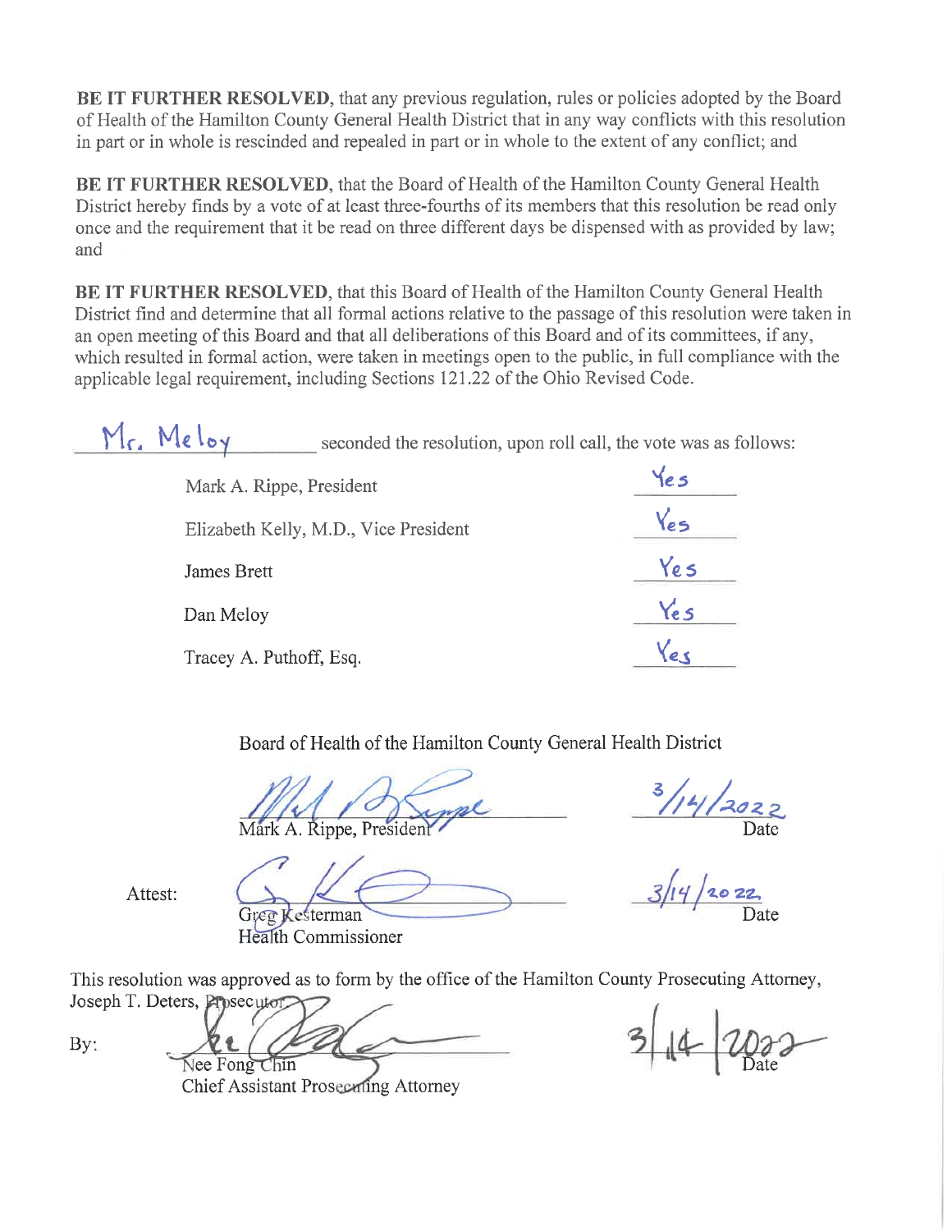**BE IT FURTHER RESOLVED**, that any previous regulation, rules or policies adopted by the Board of Health of the Hamilton County General Health District that in any way conflicts with this resolution in part or in whole is rescinded and repealed in part or in whole to the extent of any conflict; and

**BE IT FURTHER RESOLVED**, that the Board of Health of the Hamilton County General Health District hereby finds by a vote of at least three-fourths of its members that this resolution be read only once and the requirement that it be read on three different days be dispensed with as provided by law; and

**BE IT FURTHER RESOLVED**, that this Board of Health of the Hamilton County General Health District find and determine that all formal actions relative to the passage of this resolution were taken in an open meeting of this Board and that all deliberations of this Board and of its committees, if any, which resulted in formal action, were taken in meetings open to the public, in full compliance with the applicable legal requirement, including Sections 121.22 of the Ohio Revised Code.

Mr. Meloy seconded the resolution, upon roll call, the vote was as follows:

| | |
|---|---|
| Mark A. Rippe, President | Yes |
| Elizabeth Kelly, M.D., Vice President | Yes |
| James Brett | Yes |
| Dan Meloy | Yes |
| Tracey A. Puthoff, Esq. | Yes |

Board of Health of the Hamilton County General Health District

Mark A. Rippe, President — Date: 3/14/2022

Attest:

Greg Kesterman, Health Commissioner — Date: 3/14/2022

This resolution was approved as to form by the office of the Hamilton County Prosecuting Attorney, Joseph T. Deters, Prosecutor

By:

Nee Fong Chin, Chief Assistant Prosecuting Attorney — Date: 3/14/2022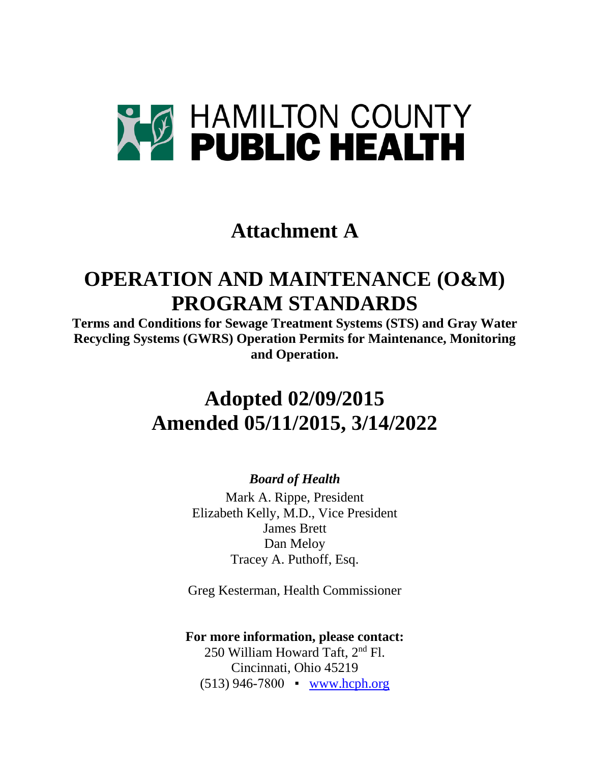# HAMILTON COUNTY PUBLIC HEALTH

# Attachment A

# OPERATION AND MAINTENANCE (O&M) PROGRAM STANDARDS

**Terms and Conditions for Sewage Treatment Systems (STS) and Gray Water Recycling Systems (GWRS) Operation Permits for Maintenance, Monitoring and Operation.**

# Adopted 02/09/2015
# Amended 05/11/2015, 3/14/2022

***Board of Health***

Mark A. Rippe, President
Elizabeth Kelly, M.D., Vice President
James Brett
Dan Meloy
Tracey A. Puthoff, Esq.

Greg Kesterman, Health Commissioner

**For more information, please contact:**
250 William Howard Taft, 2nd Fl.
Cincinnati, Ohio 45219
(513) 946-7800 ▪ www.hcph.org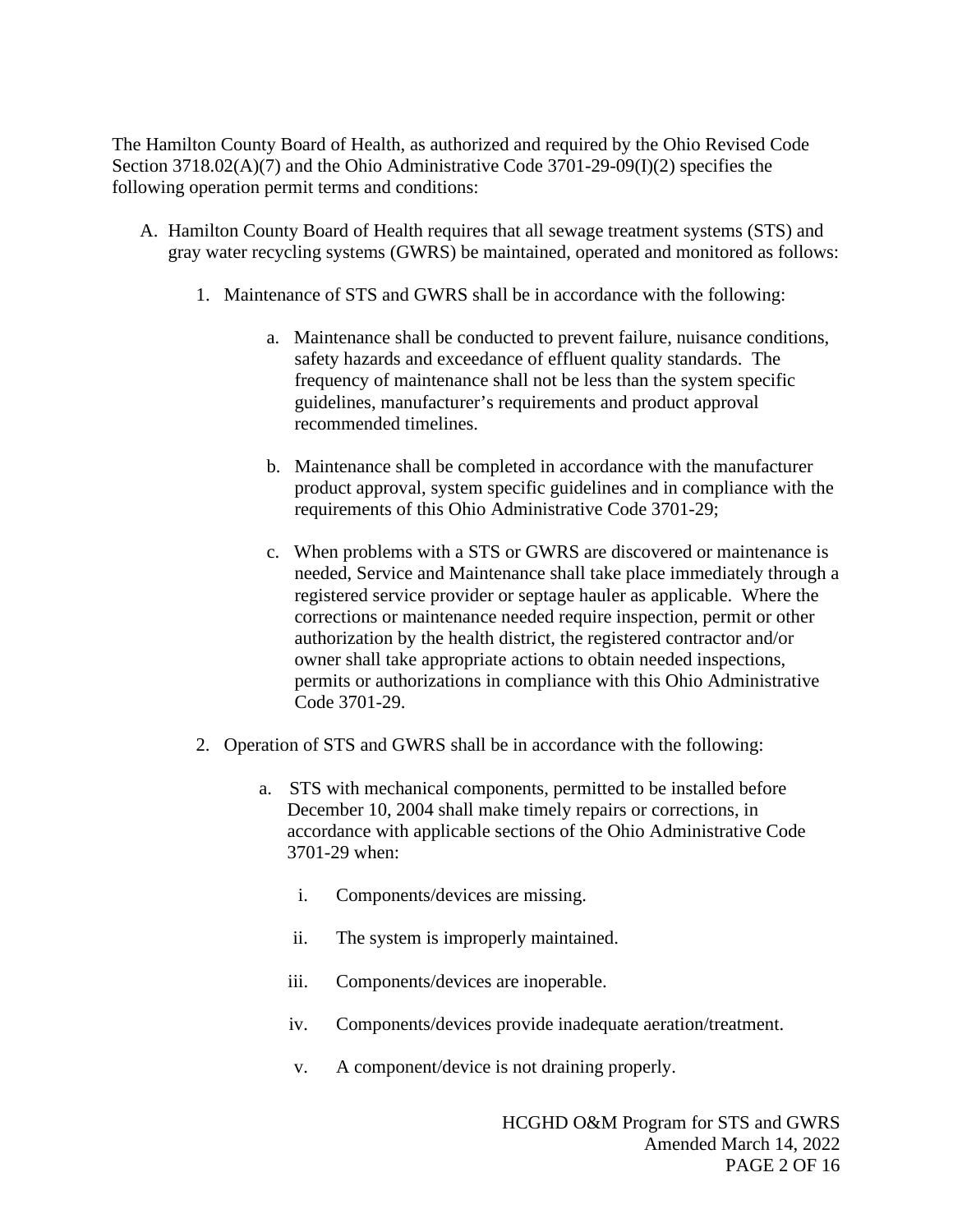The Hamilton County Board of Health, as authorized and required by the Ohio Revised Code Section 3718.02(A)(7) and the Ohio Administrative Code 3701-29-09(I)(2) specifies the following operation permit terms and conditions:

A. Hamilton County Board of Health requires that all sewage treatment systems (STS) and gray water recycling systems (GWRS) be maintained, operated and monitored as follows:

   1. Maintenance of STS and GWRS shall be in accordance with the following:

      a. Maintenance shall be conducted to prevent failure, nuisance conditions, safety hazards and exceedance of effluent quality standards. The frequency of maintenance shall not be less than the system specific guidelines, manufacturer's requirements and product approval recommended timelines.

      b. Maintenance shall be completed in accordance with the manufacturer product approval, system specific guidelines and in compliance with the requirements of this Ohio Administrative Code 3701-29;

      c. When problems with a STS or GWRS are discovered or maintenance is needed, Service and Maintenance shall take place immediately through a registered service provider or septage hauler as applicable. Where the corrections or maintenance needed require inspection, permit or other authorization by the health district, the registered contractor and/or owner shall take appropriate actions to obtain needed inspections, permits or authorizations in compliance with this Ohio Administrative Code 3701-29.

   2. Operation of STS and GWRS shall be in accordance with the following:

      a. STS with mechanical components, permitted to be installed before December 10, 2004 shall make timely repairs or corrections, in accordance with applicable sections of the Ohio Administrative Code 3701-29 when:

         i. Components/devices are missing.

         ii. The system is improperly maintained.

         iii. Components/devices are inoperable.

         iv. Components/devices provide inadequate aeration/treatment.

         v. A component/device is not draining properly.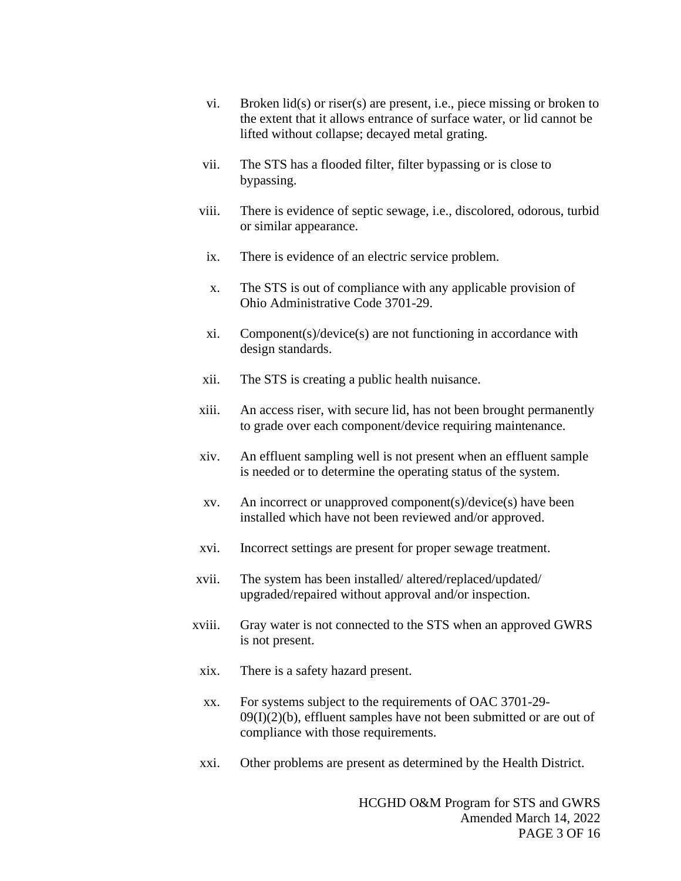vi. Broken lid(s) or riser(s) are present, i.e., piece missing or broken to the extent that it allows entrance of surface water, or lid cannot be lifted without collapse; decayed metal grating.

vii. The STS has a flooded filter, filter bypassing or is close to bypassing.

viii. There is evidence of septic sewage, i.e., discolored, odorous, turbid or similar appearance.

ix. There is evidence of an electric service problem.

x. The STS is out of compliance with any applicable provision of Ohio Administrative Code 3701-29.

xi. Component(s)/device(s) are not functioning in accordance with design standards.

xii. The STS is creating a public health nuisance.

xiii. An access riser, with secure lid, has not been brought permanently to grade over each component/device requiring maintenance.

xiv. An effluent sampling well is not present when an effluent sample is needed or to determine the operating status of the system.

xv. An incorrect or unapproved component(s)/device(s) have been installed which have not been reviewed and/or approved.

xvi. Incorrect settings are present for proper sewage treatment.

xvii. The system has been installed/ altered/replaced/updated/ upgraded/repaired without approval and/or inspection.

xviii. Gray water is not connected to the STS when an approved GWRS is not present.

xix. There is a safety hazard present.

xx. For systems subject to the requirements of OAC 3701-29-09(I)(2)(b), effluent samples have not been submitted or are out of compliance with those requirements.

xxi. Other problems are present as determined by the Health District.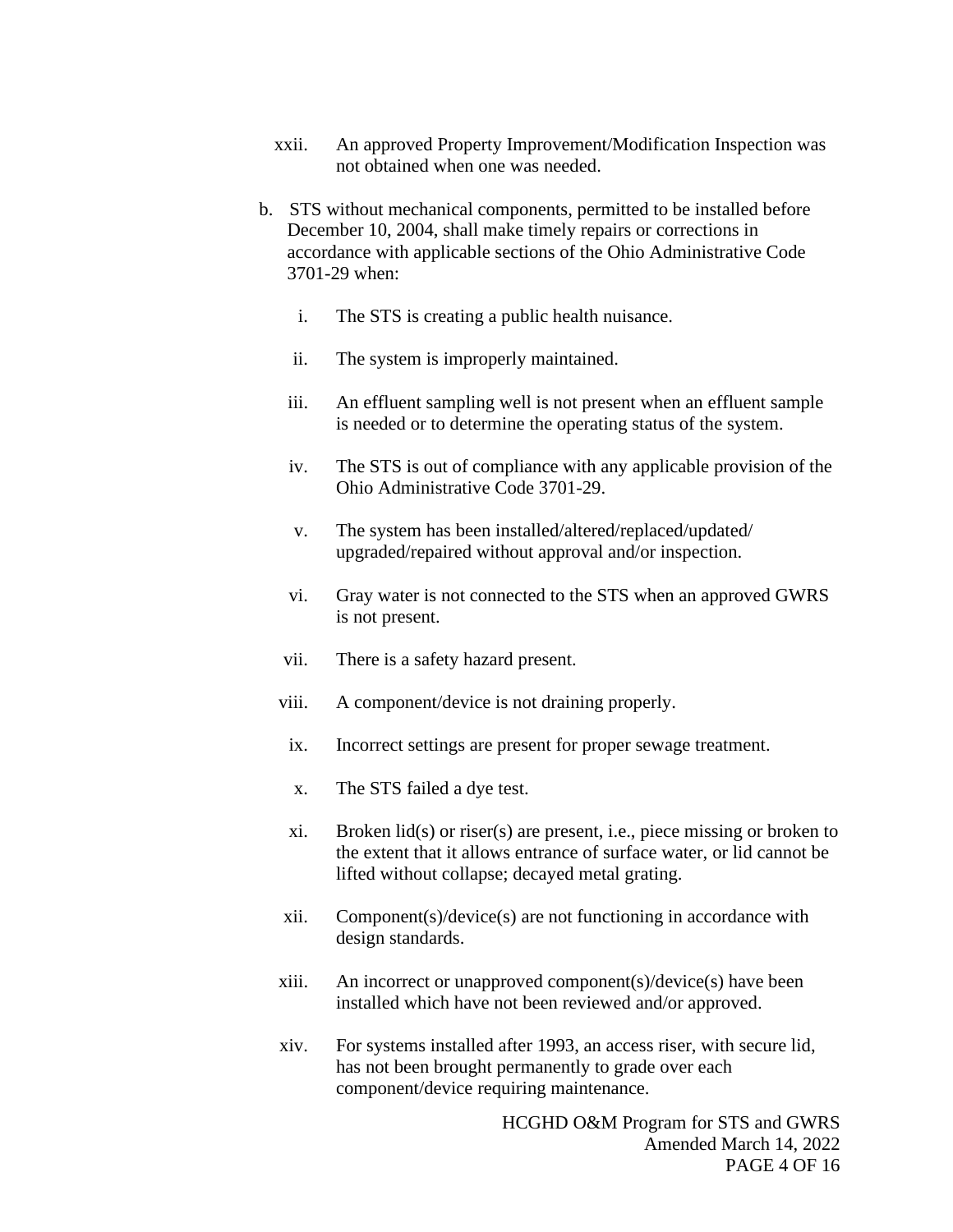xxii. An approved Property Improvement/Modification Inspection was not obtained when one was needed.

b. STS without mechanical components, permitted to be installed before December 10, 2004, shall make timely repairs or corrections in accordance with applicable sections of the Ohio Administrative Code 3701-29 when:

   i. The STS is creating a public health nuisance.

   ii. The system is improperly maintained.

   iii. An effluent sampling well is not present when an effluent sample is needed or to determine the operating status of the system.

   iv. The STS is out of compliance with any applicable provision of the Ohio Administrative Code 3701-29.

   v. The system has been installed/altered/replaced/updated/upgraded/repaired without approval and/or inspection.

   vi. Gray water is not connected to the STS when an approved GWRS is not present.

   vii. There is a safety hazard present.

   viii. A component/device is not draining properly.

   ix. Incorrect settings are present for proper sewage treatment.

   x. The STS failed a dye test.

   xi. Broken lid(s) or riser(s) are present, i.e., piece missing or broken to the extent that it allows entrance of surface water, or lid cannot be lifted without collapse; decayed metal grating.

   xii. Component(s)/device(s) are not functioning in accordance with design standards.

   xiii. An incorrect or unapproved component(s)/device(s) have been installed which have not been reviewed and/or approved.

   xiv. For systems installed after 1993, an access riser, with secure lid, has not been brought permanently to grade over each component/device requiring maintenance.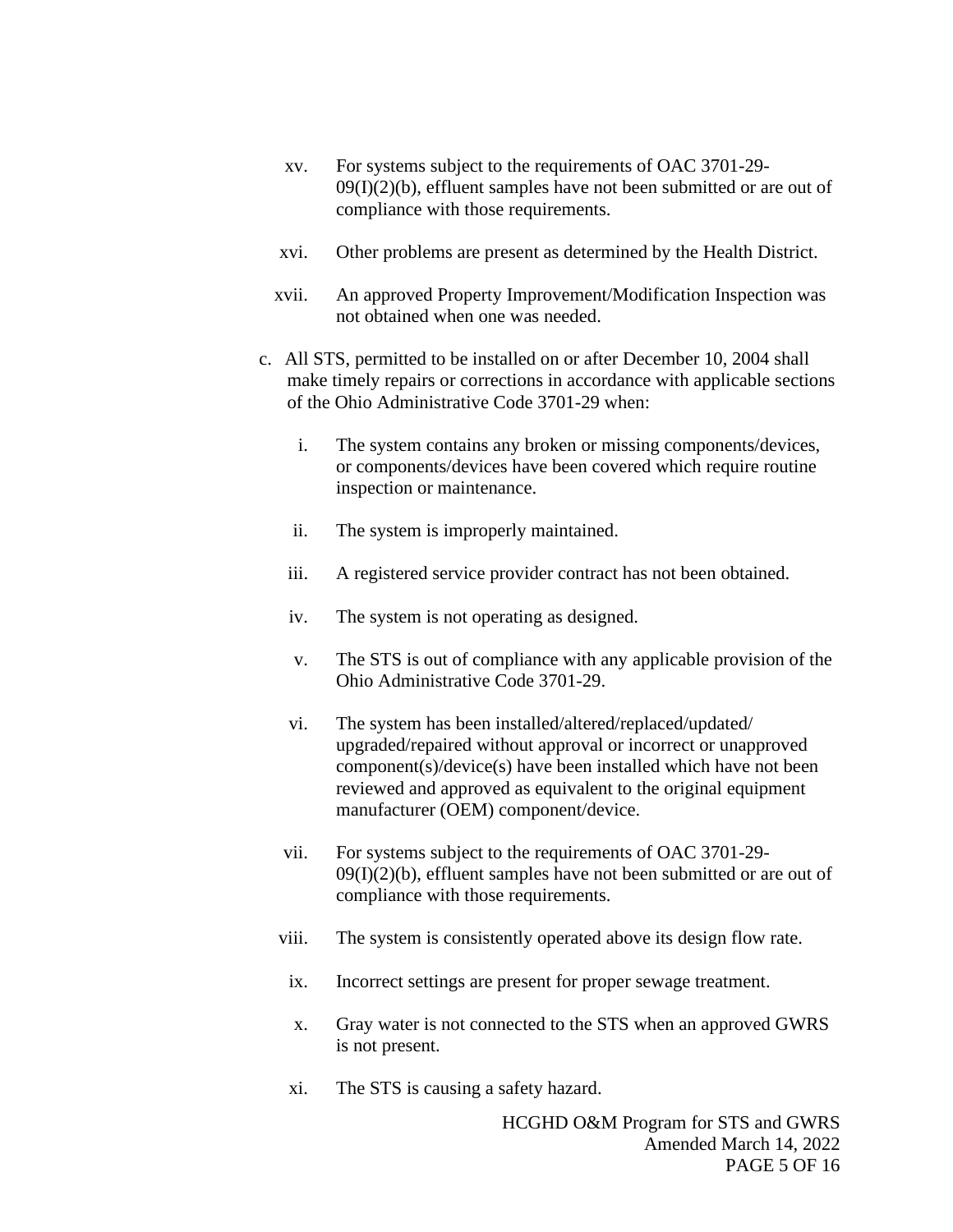xv. For systems subject to the requirements of OAC 3701-29-09(I)(2)(b), effluent samples have not been submitted or are out of compliance with those requirements.

xvi. Other problems are present as determined by the Health District.

xvii. An approved Property Improvement/Modification Inspection was not obtained when one was needed.

c. All STS, permitted to be installed on or after December 10, 2004 shall make timely repairs or corrections in accordance with applicable sections of the Ohio Administrative Code 3701-29 when:

   i. The system contains any broken or missing components/devices, or components/devices have been covered which require routine inspection or maintenance.

   ii. The system is improperly maintained.

   iii. A registered service provider contract has not been obtained.

   iv. The system is not operating as designed.

   v. The STS is out of compliance with any applicable provision of the Ohio Administrative Code 3701-29.

   vi. The system has been installed/altered/replaced/updated/ upgraded/repaired without approval or incorrect or unapproved component(s)/device(s) have been installed which have not been reviewed and approved as equivalent to the original equipment manufacturer (OEM) component/device.

   vii. For systems subject to the requirements of OAC 3701-29-09(I)(2)(b), effluent samples have not been submitted or are out of compliance with those requirements.

   viii. The system is consistently operated above its design flow rate.

   ix. Incorrect settings are present for proper sewage treatment.

   x. Gray water is not connected to the STS when an approved GWRS is not present.

   xi. The STS is causing a safety hazard.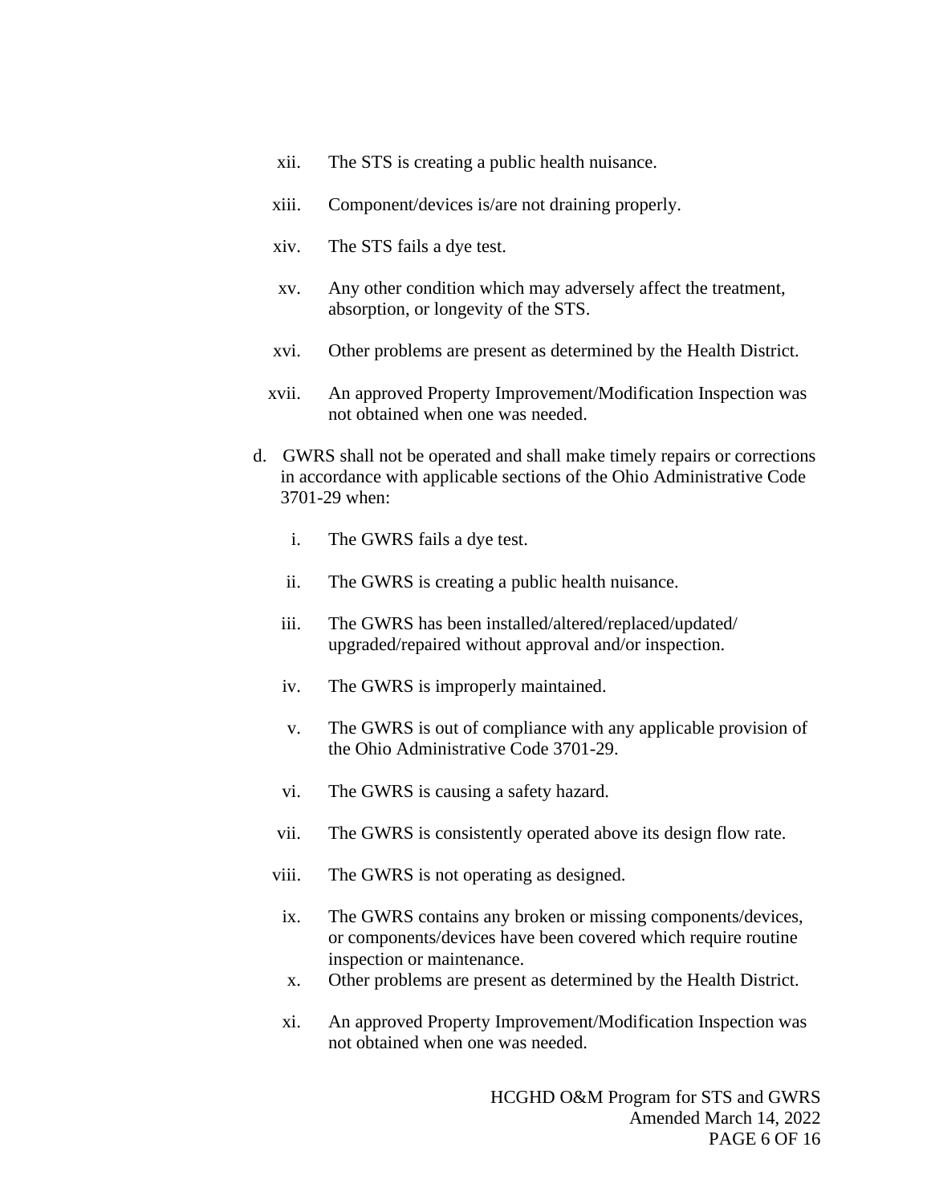xii. The STS is creating a public health nuisance.

xiii. Component/devices is/are not draining properly.

xiv. The STS fails a dye test.

xv. Any other condition which may adversely affect the treatment, absorption, or longevity of the STS.

xvi. Other problems are present as determined by the Health District.

xvii. An approved Property Improvement/Modification Inspection was not obtained when one was needed.

d. GWRS shall not be operated and shall make timely repairs or corrections in accordance with applicable sections of the Ohio Administrative Code 3701-29 when:

i. The GWRS fails a dye test.

ii. The GWRS is creating a public health nuisance.

iii. The GWRS has been installed/altered/replaced/updated/upgraded/repaired without approval and/or inspection.

iv. The GWRS is improperly maintained.

v. The GWRS is out of compliance with any applicable provision of the Ohio Administrative Code 3701-29.

vi. The GWRS is causing a safety hazard.

vii. The GWRS is consistently operated above its design flow rate.

viii. The GWRS is not operating as designed.

ix. The GWRS contains any broken or missing components/devices, or components/devices have been covered which require routine inspection or maintenance.

x. Other problems are present as determined by the Health District.

xi. An approved Property Improvement/Modification Inspection was not obtained when one was needed.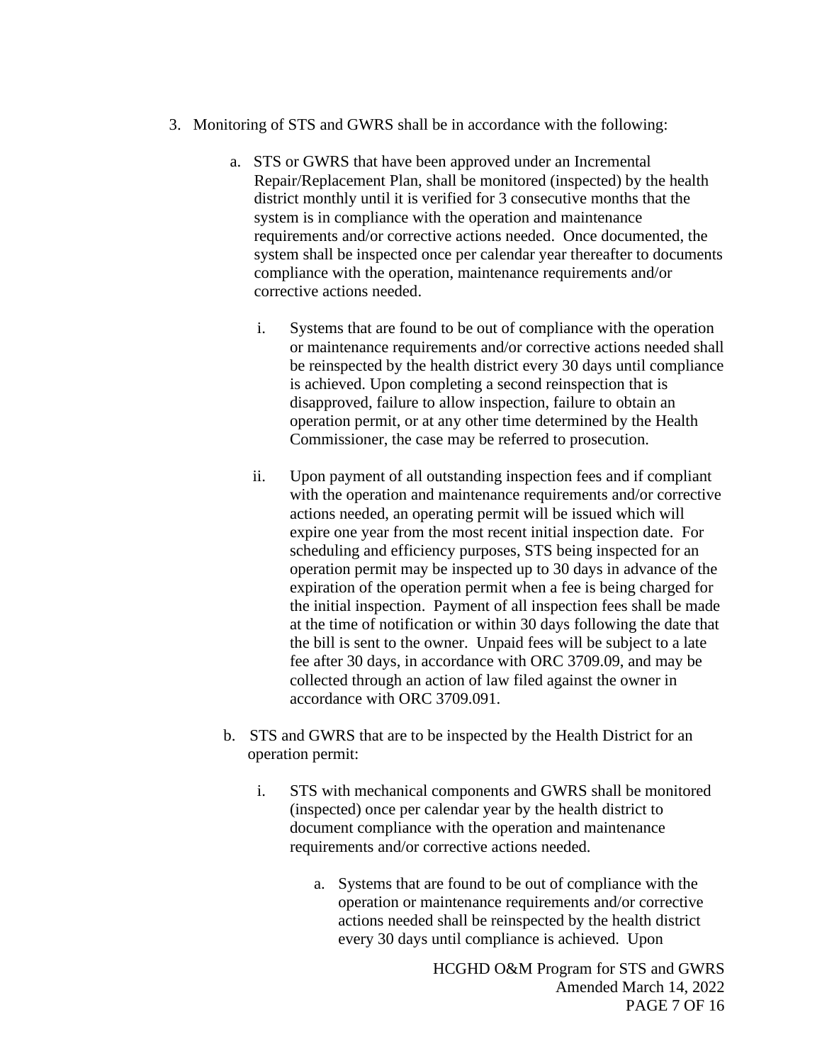3. Monitoring of STS and GWRS shall be in accordance with the following:

   a. STS or GWRS that have been approved under an Incremental Repair/Replacement Plan, shall be monitored (inspected) by the health district monthly until it is verified for 3 consecutive months that the system is in compliance with the operation and maintenance requirements and/or corrective actions needed. Once documented, the system shall be inspected once per calendar year thereafter to documents compliance with the operation, maintenance requirements and/or corrective actions needed.

      i. Systems that are found to be out of compliance with the operation or maintenance requirements and/or corrective actions needed shall be reinspected by the health district every 30 days until compliance is achieved. Upon completing a second reinspection that is disapproved, failure to allow inspection, failure to obtain an operation permit, or at any other time determined by the Health Commissioner, the case may be referred to prosecution.

      ii. Upon payment of all outstanding inspection fees and if compliant with the operation and maintenance requirements and/or corrective actions needed, an operating permit will be issued which will expire one year from the most recent initial inspection date. For scheduling and efficiency purposes, STS being inspected for an operation permit may be inspected up to 30 days in advance of the expiration of the operation permit when a fee is being charged for the initial inspection. Payment of all inspection fees shall be made at the time of notification or within 30 days following the date that the bill is sent to the owner. Unpaid fees will be subject to a late fee after 30 days, in accordance with ORC 3709.09, and may be collected through an action of law filed against the owner in accordance with ORC 3709.091.

   b. STS and GWRS that are to be inspected by the Health District for an operation permit:

      i. STS with mechanical components and GWRS shall be monitored (inspected) once per calendar year by the health district to document compliance with the operation and maintenance requirements and/or corrective actions needed.

         a. Systems that are found to be out of compliance with the operation or maintenance requirements and/or corrective actions needed shall be reinspected by the health district every 30 days until compliance is achieved. Upon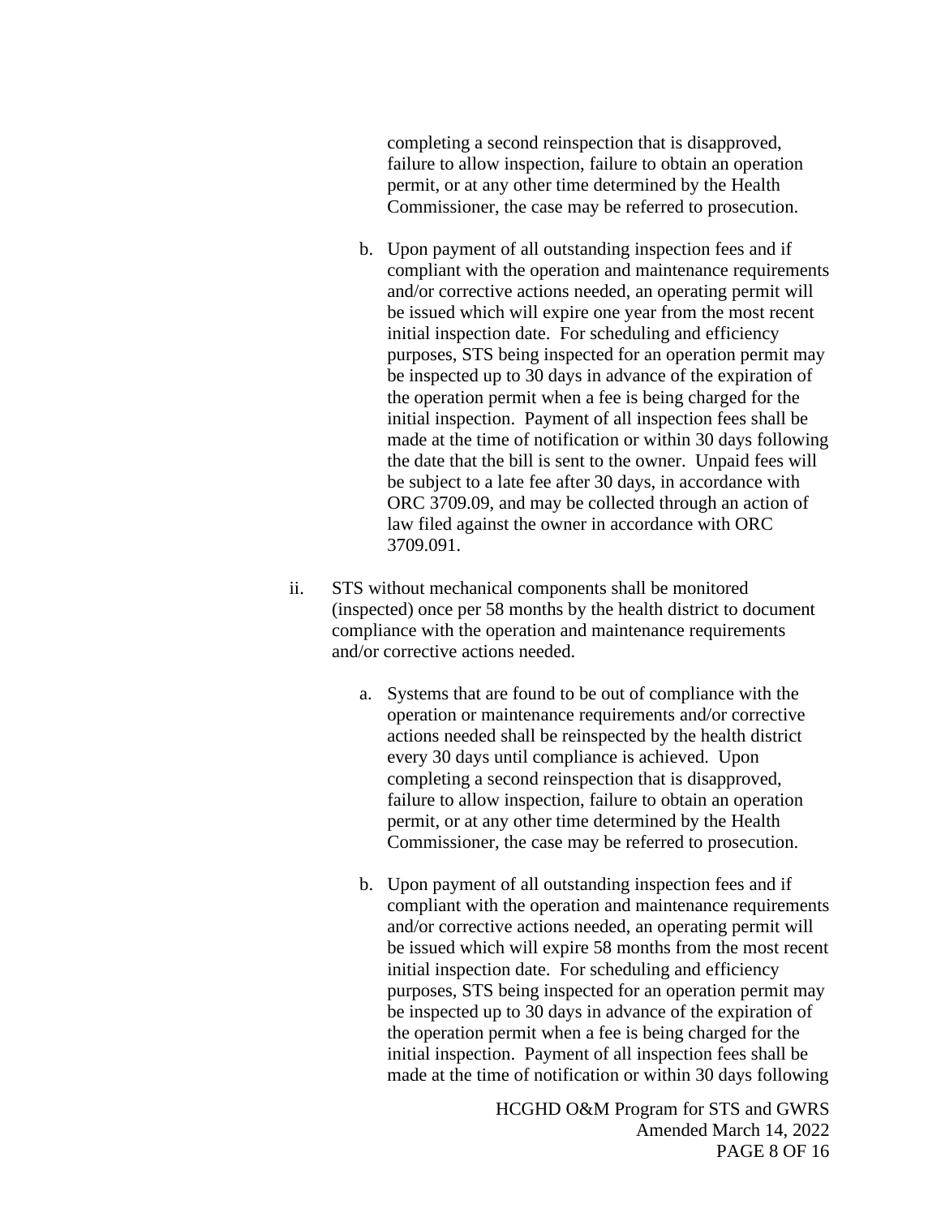completing a second reinspection that is disapproved, failure to allow inspection, failure to obtain an operation permit, or at any other time determined by the Health Commissioner, the case may be referred to prosecution.

b. Upon payment of all outstanding inspection fees and if compliant with the operation and maintenance requirements and/or corrective actions needed, an operating permit will be issued which will expire one year from the most recent initial inspection date. For scheduling and efficiency purposes, STS being inspected for an operation permit may be inspected up to 30 days in advance of the expiration of the operation permit when a fee is being charged for the initial inspection. Payment of all inspection fees shall be made at the time of notification or within 30 days following the date that the bill is sent to the owner. Unpaid fees will be subject to a late fee after 30 days, in accordance with ORC 3709.09, and may be collected through an action of law filed against the owner in accordance with ORC 3709.091.

ii. STS without mechanical components shall be monitored (inspected) once per 58 months by the health district to document compliance with the operation and maintenance requirements and/or corrective actions needed.

a. Systems that are found to be out of compliance with the operation or maintenance requirements and/or corrective actions needed shall be reinspected by the health district every 30 days until compliance is achieved. Upon completing a second reinspection that is disapproved, failure to allow inspection, failure to obtain an operation permit, or at any other time determined by the Health Commissioner, the case may be referred to prosecution.

b. Upon payment of all outstanding inspection fees and if compliant with the operation and maintenance requirements and/or corrective actions needed, an operating permit will be issued which will expire 58 months from the most recent initial inspection date. For scheduling and efficiency purposes, STS being inspected for an operation permit may be inspected up to 30 days in advance of the expiration of the operation permit when a fee is being charged for the initial inspection. Payment of all inspection fees shall be made at the time of notification or within 30 days following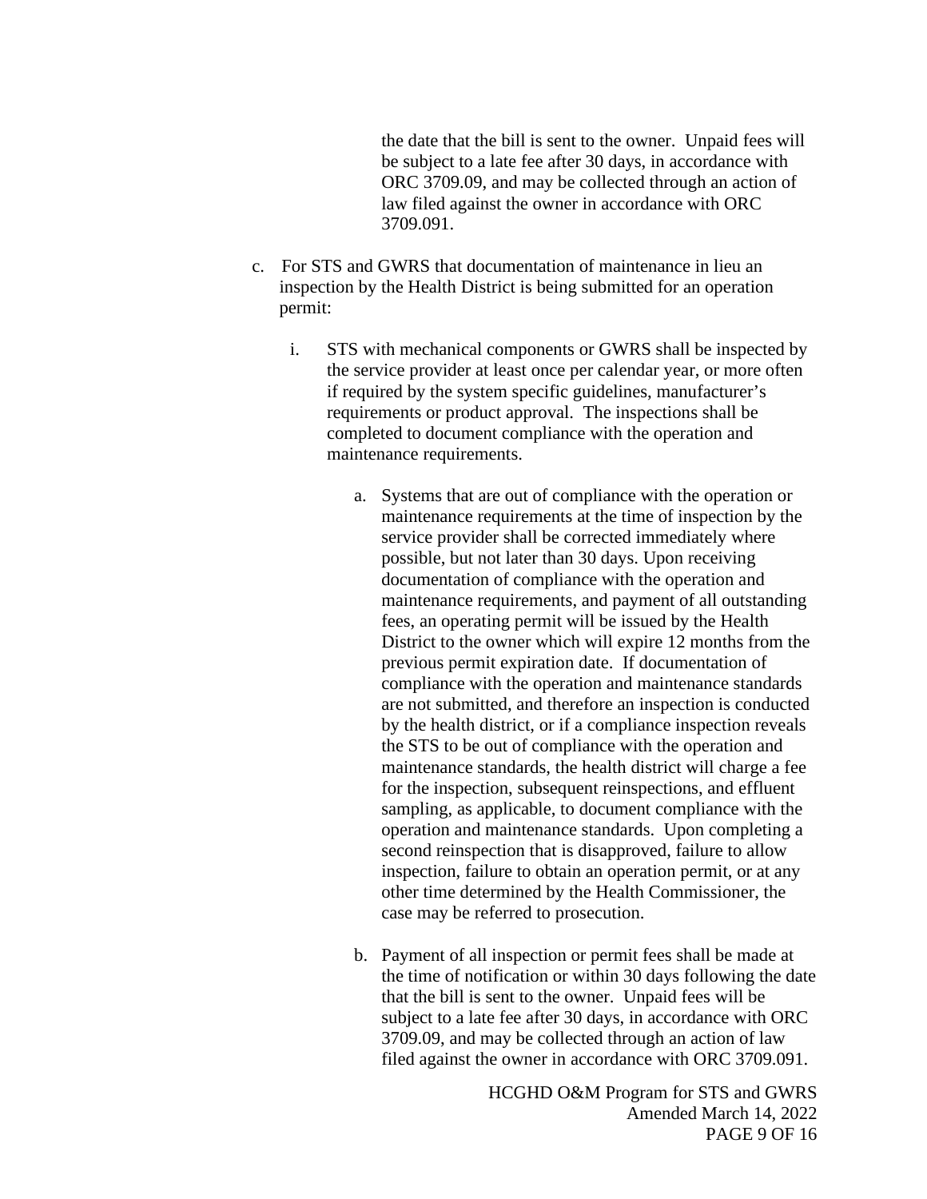the date that the bill is sent to the owner. Unpaid fees will be subject to a late fee after 30 days, in accordance with ORC 3709.09, and may be collected through an action of law filed against the owner in accordance with ORC 3709.091.

c. For STS and GWRS that documentation of maintenance in lieu an inspection by the Health District is being submitted for an operation permit:

   i. STS with mechanical components or GWRS shall be inspected by the service provider at least once per calendar year, or more often if required by the system specific guidelines, manufacturer's requirements or product approval. The inspections shall be completed to document compliance with the operation and maintenance requirements.

      a. Systems that are out of compliance with the operation or maintenance requirements at the time of inspection by the service provider shall be corrected immediately where possible, but not later than 30 days. Upon receiving documentation of compliance with the operation and maintenance requirements, and payment of all outstanding fees, an operating permit will be issued by the Health District to the owner which will expire 12 months from the previous permit expiration date. If documentation of compliance with the operation and maintenance standards are not submitted, and therefore an inspection is conducted by the health district, or if a compliance inspection reveals the STS to be out of compliance with the operation and maintenance standards, the health district will charge a fee for the inspection, subsequent reinspections, and effluent sampling, as applicable, to document compliance with the operation and maintenance standards. Upon completing a second reinspection that is disapproved, failure to allow inspection, failure to obtain an operation permit, or at any other time determined by the Health Commissioner, the case may be referred to prosecution.

      b. Payment of all inspection or permit fees shall be made at the time of notification or within 30 days following the date that the bill is sent to the owner. Unpaid fees will be subject to a late fee after 30 days, in accordance with ORC 3709.09, and may be collected through an action of law filed against the owner in accordance with ORC 3709.091.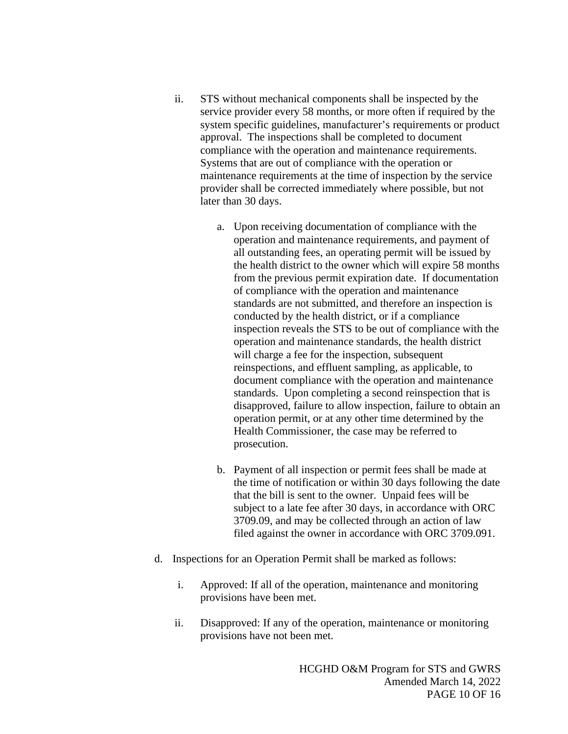ii. STS without mechanical components shall be inspected by the service provider every 58 months, or more often if required by the system specific guidelines, manufacturer's requirements or product approval. The inspections shall be completed to document compliance with the operation and maintenance requirements. Systems that are out of compliance with the operation or maintenance requirements at the time of inspection by the service provider shall be corrected immediately where possible, but not later than 30 days.

   a. Upon receiving documentation of compliance with the operation and maintenance requirements, and payment of all outstanding fees, an operating permit will be issued by the health district to the owner which will expire 58 months from the previous permit expiration date. If documentation of compliance with the operation and maintenance standards are not submitted, and therefore an inspection is conducted by the health district, or if a compliance inspection reveals the STS to be out of compliance with the operation and maintenance standards, the health district will charge a fee for the inspection, subsequent reinspections, and effluent sampling, as applicable, to document compliance with the operation and maintenance standards. Upon completing a second reinspection that is disapproved, failure to allow inspection, failure to obtain an operation permit, or at any other time determined by the Health Commissioner, the case may be referred to prosecution.

   b. Payment of all inspection or permit fees shall be made at the time of notification or within 30 days following the date that the bill is sent to the owner. Unpaid fees will be subject to a late fee after 30 days, in accordance with ORC 3709.09, and may be collected through an action of law filed against the owner in accordance with ORC 3709.091.

d. Inspections for an Operation Permit shall be marked as follows:

   i. Approved: If all of the operation, maintenance and monitoring provisions have been met.

   ii. Disapproved: If any of the operation, maintenance or monitoring provisions have not been met.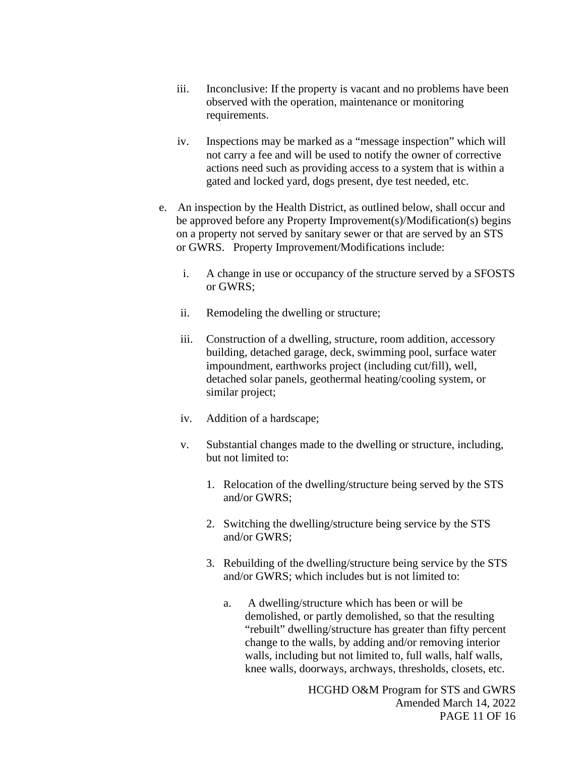iii. Inconclusive: If the property is vacant and no problems have been observed with the operation, maintenance or monitoring requirements.

iv. Inspections may be marked as a “message inspection” which will not carry a fee and will be used to notify the owner of corrective actions need such as providing access to a system that is within a gated and locked yard, dogs present, dye test needed, etc.

e. An inspection by the Health District, as outlined below, shall occur and be approved before any Property Improvement(s)/Modification(s) begins on a property not served by sanitary sewer or that are served by an STS or GWRS. Property Improvement/Modifications include:

   i. A change in use or occupancy of the structure served by a SFOSTS or GWRS;

   ii. Remodeling the dwelling or structure;

   iii. Construction of a dwelling, structure, room addition, accessory building, detached garage, deck, swimming pool, surface water impoundment, earthworks project (including cut/fill), well, detached solar panels, geothermal heating/cooling system, or similar project;

   iv. Addition of a hardscape;

   v. Substantial changes made to the dwelling or structure, including, but not limited to:

      1. Relocation of the dwelling/structure being served by the STS and/or GWRS;

      2. Switching the dwelling/structure being service by the STS and/or GWRS;

      3. Rebuilding of the dwelling/structure being service by the STS and/or GWRS; which includes but is not limited to:

         a. A dwelling/structure which has been or will be demolished, or partly demolished, so that the resulting “rebuilt” dwelling/structure has greater than fifty percent change to the walls, by adding and/or removing interior walls, including but not limited to, full walls, half walls, knee walls, doorways, archways, thresholds, closets, etc.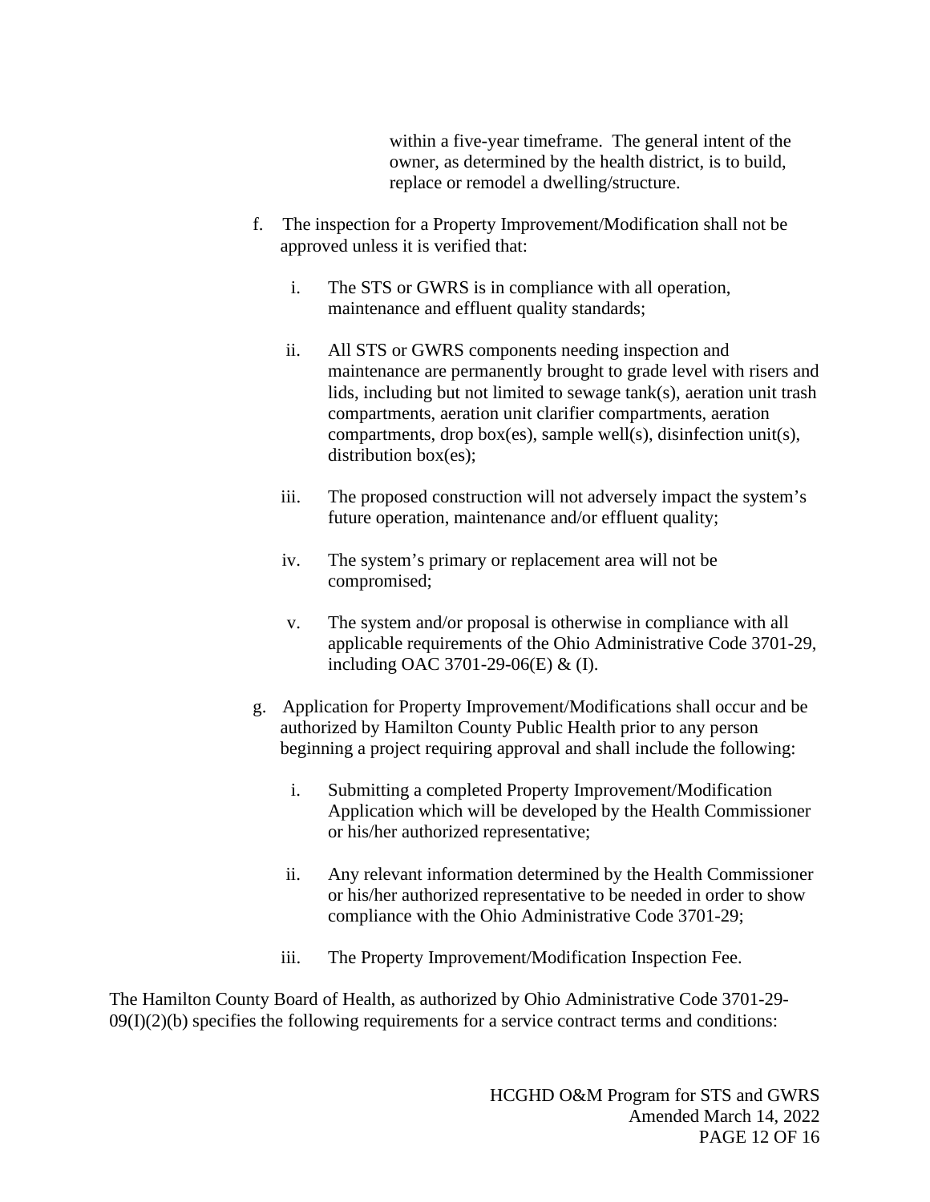within a five-year timeframe. The general intent of the owner, as determined by the health district, is to build, replace or remodel a dwelling/structure.

f. The inspection for a Property Improvement/Modification shall not be approved unless it is verified that:

   i. The STS or GWRS is in compliance with all operation, maintenance and effluent quality standards;

   ii. All STS or GWRS components needing inspection and maintenance are permanently brought to grade level with risers and lids, including but not limited to sewage tank(s), aeration unit trash compartments, aeration unit clarifier compartments, aeration compartments, drop box(es), sample well(s), disinfection unit(s), distribution box(es);

   iii. The proposed construction will not adversely impact the system's future operation, maintenance and/or effluent quality;

   iv. The system's primary or replacement area will not be compromised;

   v. The system and/or proposal is otherwise in compliance with all applicable requirements of the Ohio Administrative Code 3701-29, including OAC 3701-29-06(E) & (I).

g. Application for Property Improvement/Modifications shall occur and be authorized by Hamilton County Public Health prior to any person beginning a project requiring approval and shall include the following:

   i. Submitting a completed Property Improvement/Modification Application which will be developed by the Health Commissioner or his/her authorized representative;

   ii. Any relevant information determined by the Health Commissioner or his/her authorized representative to be needed in order to show compliance with the Ohio Administrative Code 3701-29;

   iii. The Property Improvement/Modification Inspection Fee.

The Hamilton County Board of Health, as authorized by Ohio Administrative Code 3701-29-09(I)(2)(b) specifies the following requirements for a service contract terms and conditions: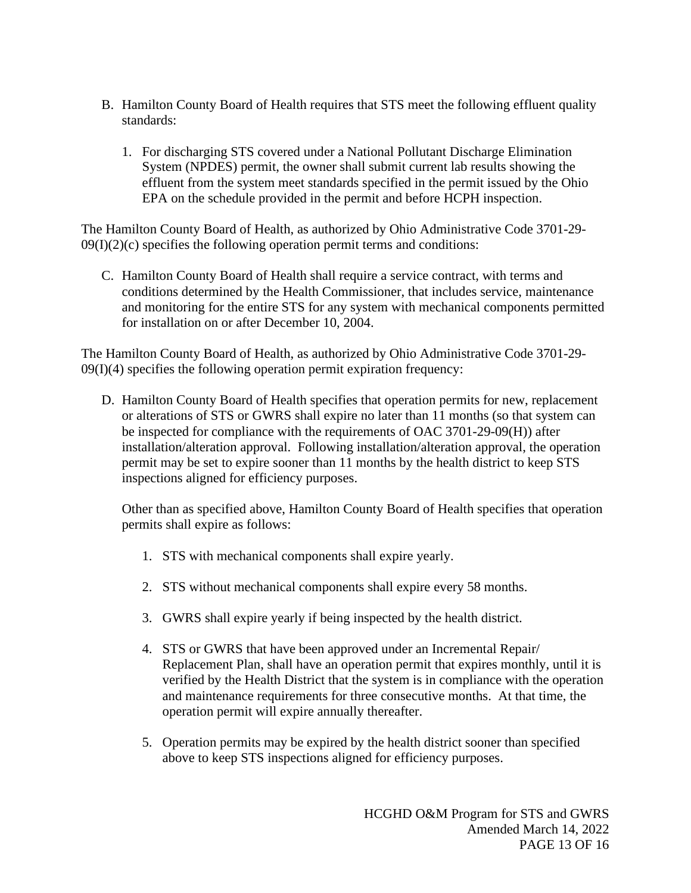B. Hamilton County Board of Health requires that STS meet the following effluent quality standards:

    1. For discharging STS covered under a National Pollutant Discharge Elimination System (NPDES) permit, the owner shall submit current lab results showing the effluent from the system meet standards specified in the permit issued by the Ohio EPA on the schedule provided in the permit and before HCPH inspection.

The Hamilton County Board of Health, as authorized by Ohio Administrative Code 3701-29-09(I)(2)(c) specifies the following operation permit terms and conditions:

C. Hamilton County Board of Health shall require a service contract, with terms and conditions determined by the Health Commissioner, that includes service, maintenance and monitoring for the entire STS for any system with mechanical components permitted for installation on or after December 10, 2004.

The Hamilton County Board of Health, as authorized by Ohio Administrative Code 3701-29-09(I)(4) specifies the following operation permit expiration frequency:

D. Hamilton County Board of Health specifies that operation permits for new, replacement or alterations of STS or GWRS shall expire no later than 11 months (so that system can be inspected for compliance with the requirements of OAC 3701-29-09(H)) after installation/alteration approval. Following installation/alteration approval, the operation permit may be set to expire sooner than 11 months by the health district to keep STS inspections aligned for efficiency purposes.

    Other than as specified above, Hamilton County Board of Health specifies that operation permits shall expire as follows:

    1. STS with mechanical components shall expire yearly.

    2. STS without mechanical components shall expire every 58 months.

    3. GWRS shall expire yearly if being inspected by the health district.

    4. STS or GWRS that have been approved under an Incremental Repair/ Replacement Plan, shall have an operation permit that expires monthly, until it is verified by the Health District that the system is in compliance with the operation and maintenance requirements for three consecutive months. At that time, the operation permit will expire annually thereafter.

    5. Operation permits may be expired by the health district sooner than specified above to keep STS inspections aligned for efficiency purposes.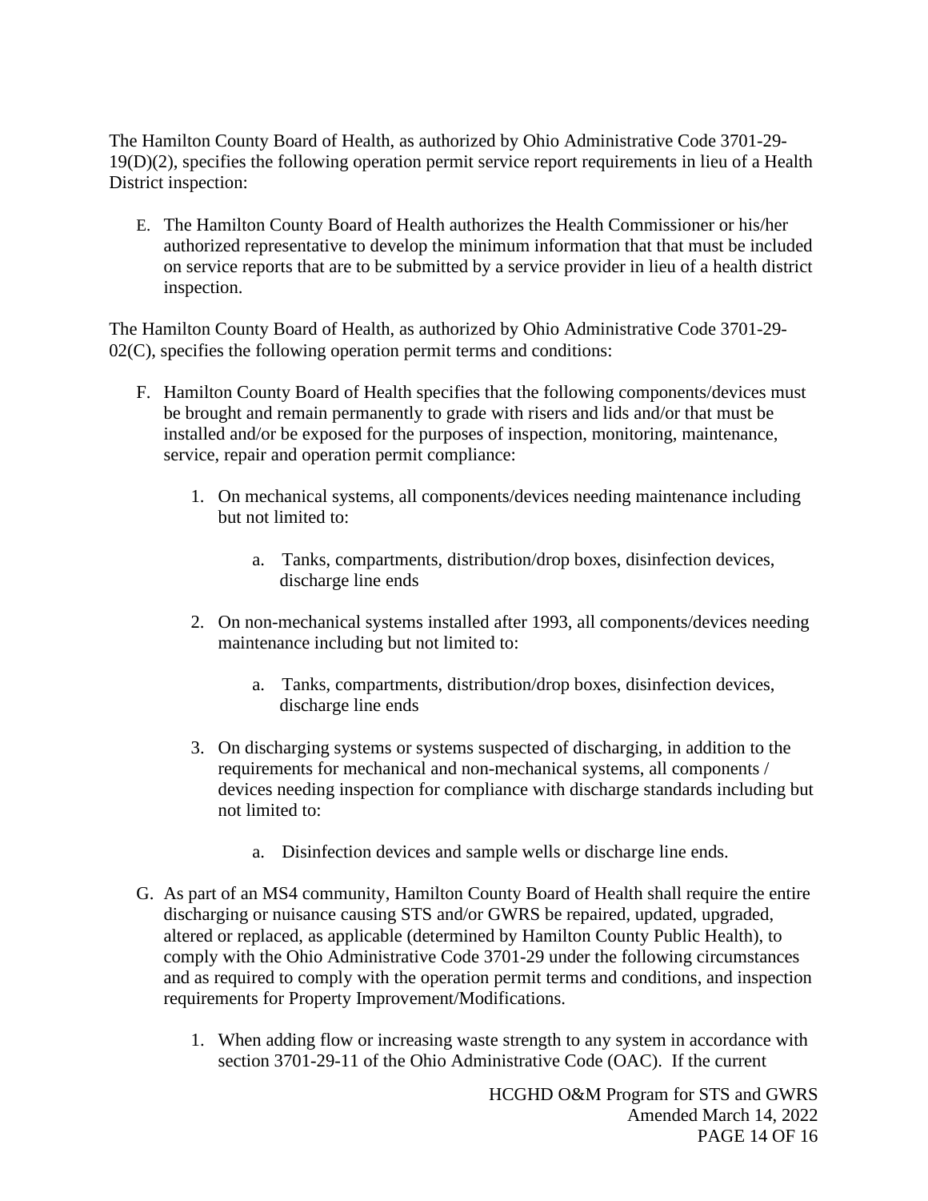The Hamilton County Board of Health, as authorized by Ohio Administrative Code 3701-29-19(D)(2), specifies the following operation permit service report requirements in lieu of a Health District inspection:

E. The Hamilton County Board of Health authorizes the Health Commissioner or his/her authorized representative to develop the minimum information that that must be included on service reports that are to be submitted by a service provider in lieu of a health district inspection.

The Hamilton County Board of Health, as authorized by Ohio Administrative Code 3701-29-02(C), specifies the following operation permit terms and conditions:

F. Hamilton County Board of Health specifies that the following components/devices must be brought and remain permanently to grade with risers and lids and/or that must be installed and/or be exposed for the purposes of inspection, monitoring, maintenance, service, repair and operation permit compliance:

   1. On mechanical systems, all components/devices needing maintenance including but not limited to:

      a. Tanks, compartments, distribution/drop boxes, disinfection devices, discharge line ends

   2. On non-mechanical systems installed after 1993, all components/devices needing maintenance including but not limited to:

      a. Tanks, compartments, distribution/drop boxes, disinfection devices, discharge line ends

   3. On discharging systems or systems suspected of discharging, in addition to the requirements for mechanical and non-mechanical systems, all components / devices needing inspection for compliance with discharge standards including but not limited to:

      a. Disinfection devices and sample wells or discharge line ends.

G. As part of an MS4 community, Hamilton County Board of Health shall require the entire discharging or nuisance causing STS and/or GWRS be repaired, updated, upgraded, altered or replaced, as applicable (determined by Hamilton County Public Health), to comply with the Ohio Administrative Code 3701-29 under the following circumstances and as required to comply with the operation permit terms and conditions, and inspection requirements for Property Improvement/Modifications.

   1. When adding flow or increasing waste strength to any system in accordance with section 3701-29-11 of the Ohio Administrative Code (OAC). If the current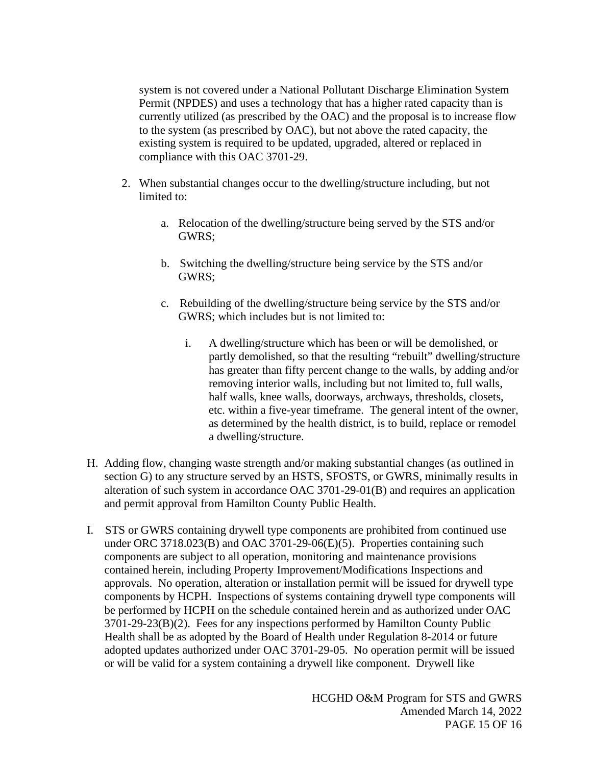system is not covered under a National Pollutant Discharge Elimination System Permit (NPDES) and uses a technology that has a higher rated capacity than is currently utilized (as prescribed by the OAC) and the proposal is to increase flow to the system (as prescribed by OAC), but not above the rated capacity, the existing system is required to be updated, upgraded, altered or replaced in compliance with this OAC 3701-29.

2. When substantial changes occur to the dwelling/structure including, but not limited to:

   a. Relocation of the dwelling/structure being served by the STS and/or GWRS;

   b. Switching the dwelling/structure being service by the STS and/or GWRS;

   c. Rebuilding of the dwelling/structure being service by the STS and/or GWRS; which includes but is not limited to:

      i. A dwelling/structure which has been or will be demolished, or partly demolished, so that the resulting "rebuilt" dwelling/structure has greater than fifty percent change to the walls, by adding and/or removing interior walls, including but not limited to, full walls, half walls, knee walls, doorways, archways, thresholds, closets, etc. within a five-year timeframe. The general intent of the owner, as determined by the health district, is to build, replace or remodel a dwelling/structure.

H. Adding flow, changing waste strength and/or making substantial changes (as outlined in section G) to any structure served by an HSTS, SFOSTS, or GWRS, minimally results in alteration of such system in accordance OAC 3701-29-01(B) and requires an application and permit approval from Hamilton County Public Health.

I. STS or GWRS containing drywell type components are prohibited from continued use under ORC 3718.023(B) and OAC 3701-29-06(E)(5). Properties containing such components are subject to all operation, monitoring and maintenance provisions contained herein, including Property Improvement/Modifications Inspections and approvals. No operation, alteration or installation permit will be issued for drywell type components by HCPH. Inspections of systems containing drywell type components will be performed by HCPH on the schedule contained herein and as authorized under OAC 3701-29-23(B)(2). Fees for any inspections performed by Hamilton County Public Health shall be as adopted by the Board of Health under Regulation 8-2014 or future adopted updates authorized under OAC 3701-29-05. No operation permit will be issued or will be valid for a system containing a drywell like component. Drywell like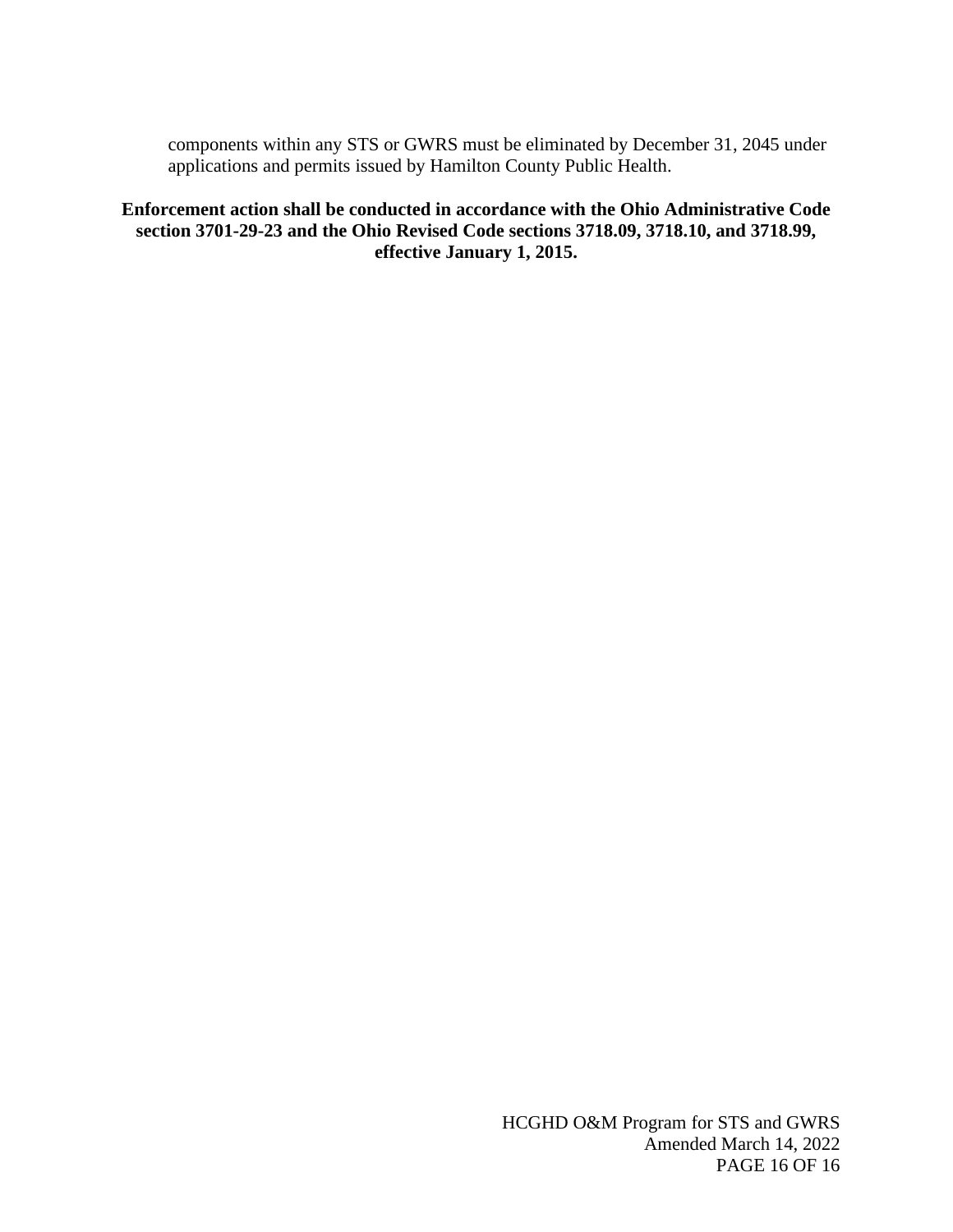components within any STS or GWRS must be eliminated by December 31, 2045 under applications and permits issued by Hamilton County Public Health.

**Enforcement action shall be conducted in accordance with the Ohio Administrative Code section 3701-29-23 and the Ohio Revised Code sections 3718.09, 3718.10, and 3718.99, effective January 1, 2015.**